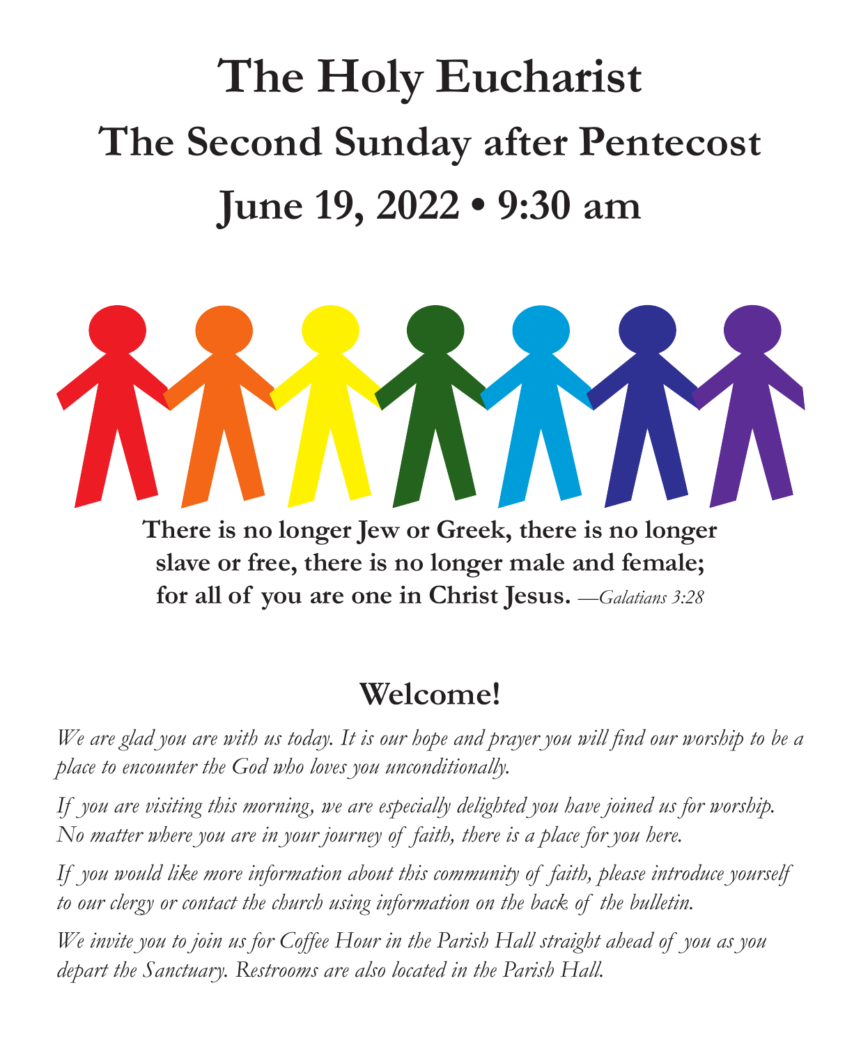# The Holy Eucharist

## The Second Sunday after Pentecost

## June 19, 2022 • 9:30 am

**There is no longer Jew or Greek, there is no longer slave or free, there is no longer male and female; for all of you are one in Christ Jesus.** *—Galatians 3:28*

## Welcome!

*We are glad you are with us today. It is our hope and prayer you will find our worship to be a place to encounter the God who loves you unconditionally.*

*If you are visiting this morning, we are especially delighted you have joined us for worship. No matter where you are in your journey of faith, there is a place for you here.*

*If you would like more information about this community of faith, please introduce yourself to our clergy or contact the church using information on the back of the bulletin.*

*We invite you to join us for Coffee Hour in the Parish Hall straight ahead of you as you depart the Sanctuary. Restrooms are also located in the Parish Hall.*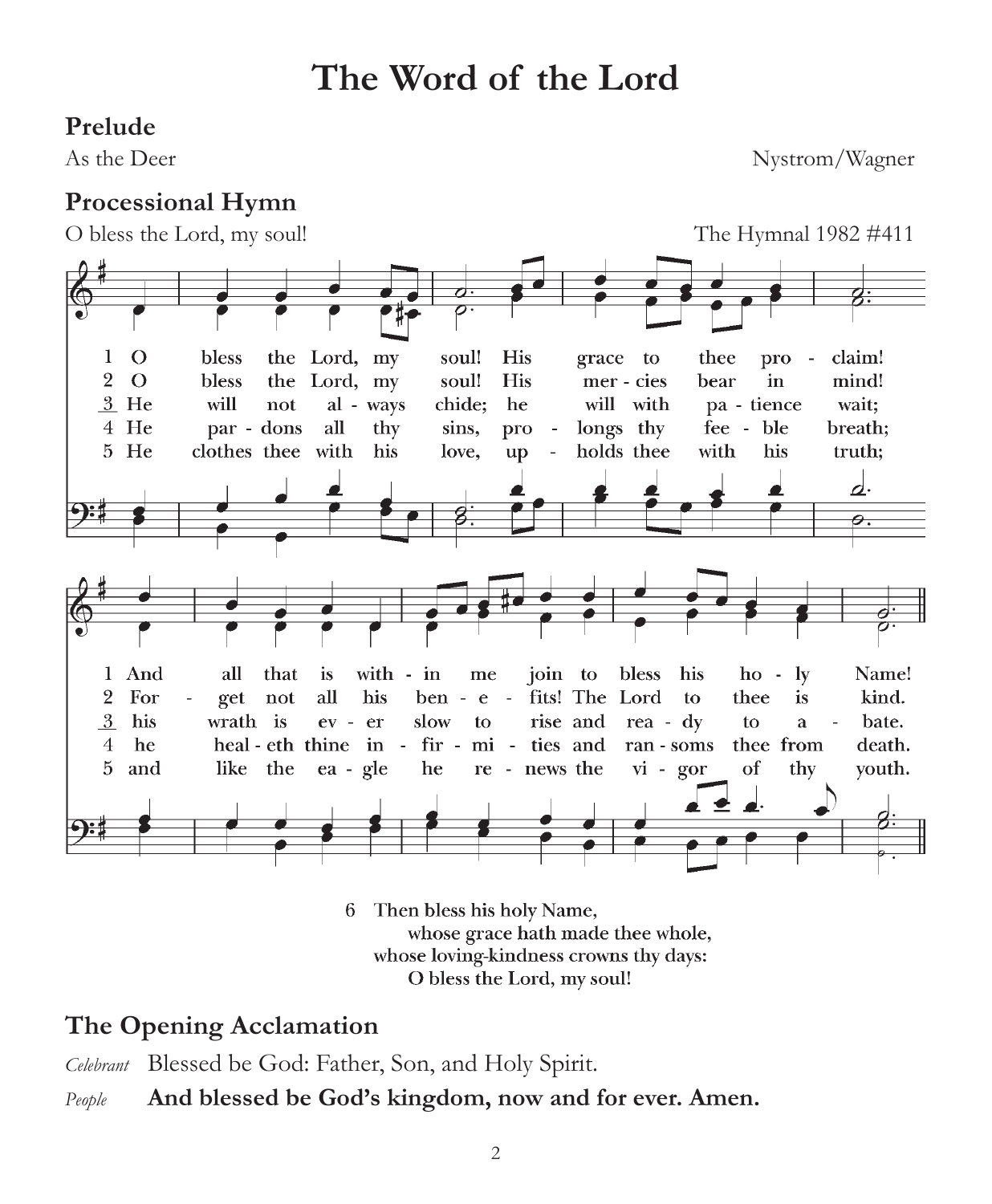# The Word of the Lord

## Prelude

As the Deer — Nystrom/Wagner

## Processional Hymn

O bless the Lord, my soul! — The Hymnal 1982 #411

1 O bless the Lord, my soul! His grace to thee proclaim!
And all that is within me join to bless his holy Name!

2 O bless the Lord, my soul! His mercies bear in mind!
Forget not all his benefits! The Lord to thee is kind.

3 He will not always chide; he will with patience wait;
his wrath is ever slow to rise and ready to abate.

4 He pardons all thy sins, prolongs thy feeble breath;
he healeth thine infirmities and ransoms thee from death.

5 He clothes thee with his love, upholds thee with his truth;
and like the eagle he renews the vigor of thy youth.

6 Then bless his holy Name,
whose grace hath made thee whole,
whose loving-kindness crowns thy days:
O bless the Lord, my soul!

## The Opening Acclamation

*Celebrant* Blessed be God: Father, Son, and Holy Spirit.

*People* **And blessed be God's kingdom, now and for ever. Amen.**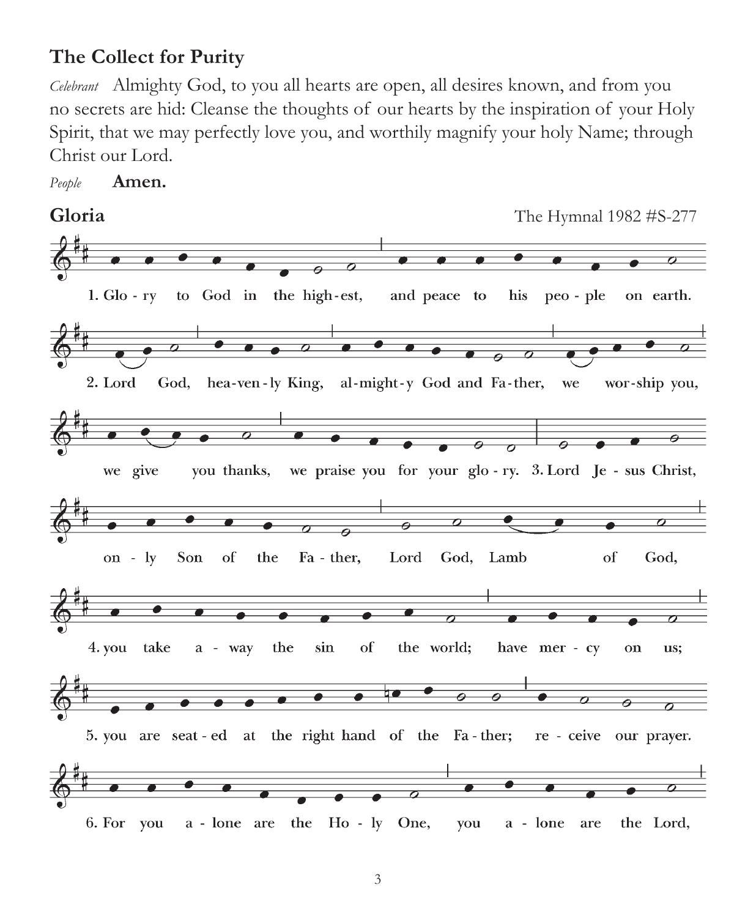## The Collect for Purity

*Celebrant* Almighty God, to you all hearts are open, all desires known, and from you no secrets are hid: Cleanse the thoughts of our hearts by the inspiration of your Holy Spirit, that we may perfectly love you, and worthily magnify your holy Name; through Christ our Lord.

*People* **Amen.**

## Gloria

The Hymnal 1982 #S-277

1. Glo - ry to God in the high - est, and peace to his peo - ple on earth.

2. Lord God, hea - ven - ly King, al - might - y God and Fa - ther, we wor - ship you, we give you thanks, we praise you for your glo - ry.

3. Lord Je - sus Christ, on - ly Son of the Fa - ther, Lord God, Lamb of God,

4. you take a - way the sin of the world; have mer - cy on us;

5. you are seat - ed at the right hand of the Fa - ther; re - ceive our prayer.

6. For you a - lone are the Ho - ly One, you a - lone are the Lord,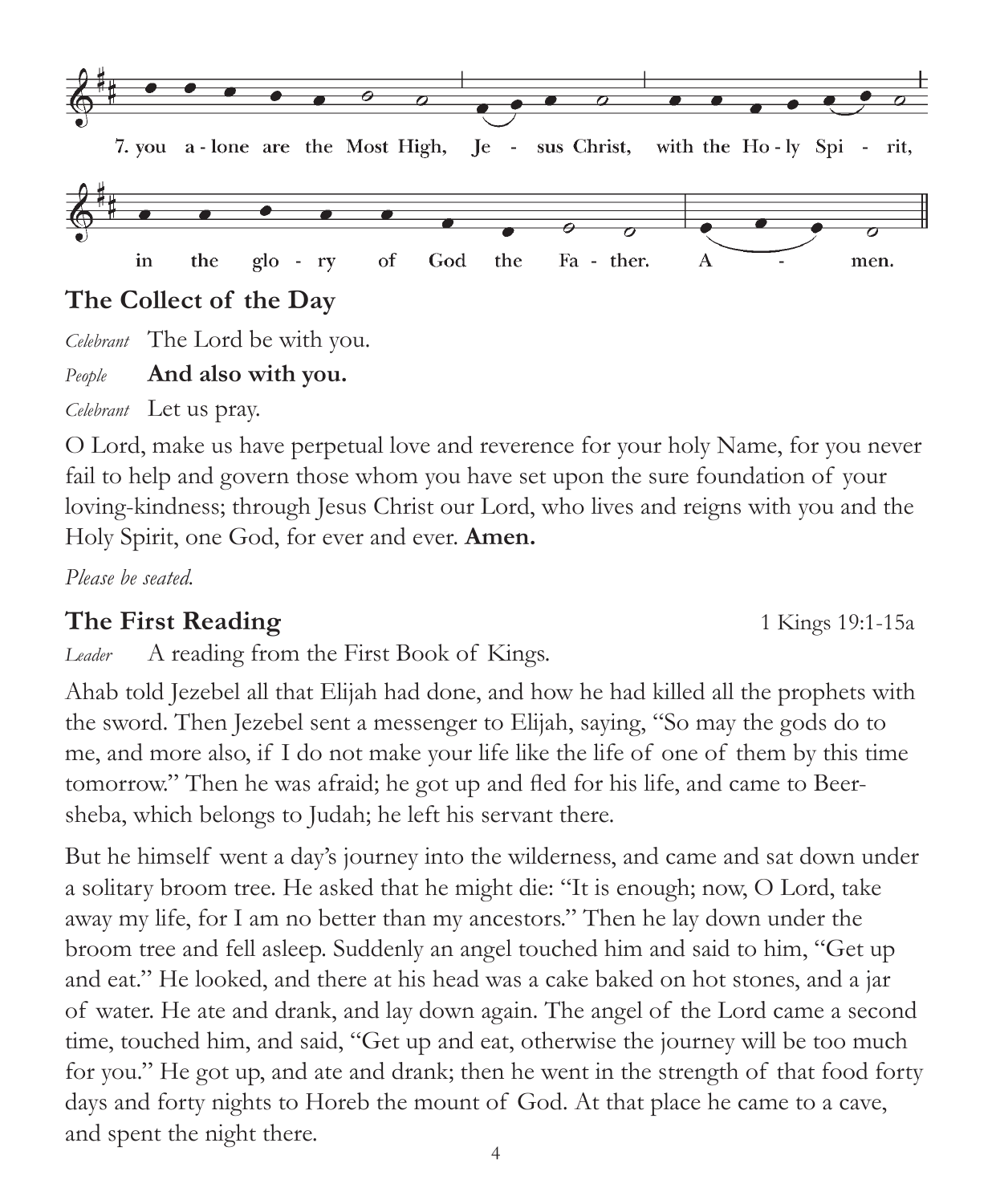7. you a-lone are the Most High, Je - sus Christ, with the Ho-ly Spi - rit,

in the glo - ry of God the Fa - ther. A - men.

## The Collect of the Day

*Celebrant* The Lord be with you.

*People* **And also with you.**

*Celebrant* Let us pray.

O Lord, make us have perpetual love and reverence for your holy Name, for you never fail to help and govern those whom you have set upon the sure foundation of your loving-kindness; through Jesus Christ our Lord, who lives and reigns with you and the Holy Spirit, one God, for ever and ever. **Amen.**

*Please be seated.*

## The First Reading

1 Kings 19:1-15a

*Leader* A reading from the First Book of Kings.

Ahab told Jezebel all that Elijah had done, and how he had killed all the prophets with the sword. Then Jezebel sent a messenger to Elijah, saying, "So may the gods do to me, and more also, if I do not make your life like the life of one of them by this time tomorrow." Then he was afraid; he got up and fled for his life, and came to Beer-sheba, which belongs to Judah; he left his servant there.

But he himself went a day's journey into the wilderness, and came and sat down under a solitary broom tree. He asked that he might die: "It is enough; now, O Lord, take away my life, for I am no better than my ancestors." Then he lay down under the broom tree and fell asleep. Suddenly an angel touched him and said to him, "Get up and eat." He looked, and there at his head was a cake baked on hot stones, and a jar of water. He ate and drank, and lay down again. The angel of the Lord came a second time, touched him, and said, "Get up and eat, otherwise the journey will be too much for you." He got up, and ate and drank; then he went in the strength of that food forty days and forty nights to Horeb the mount of God. At that place he came to a cave, and spent the night there.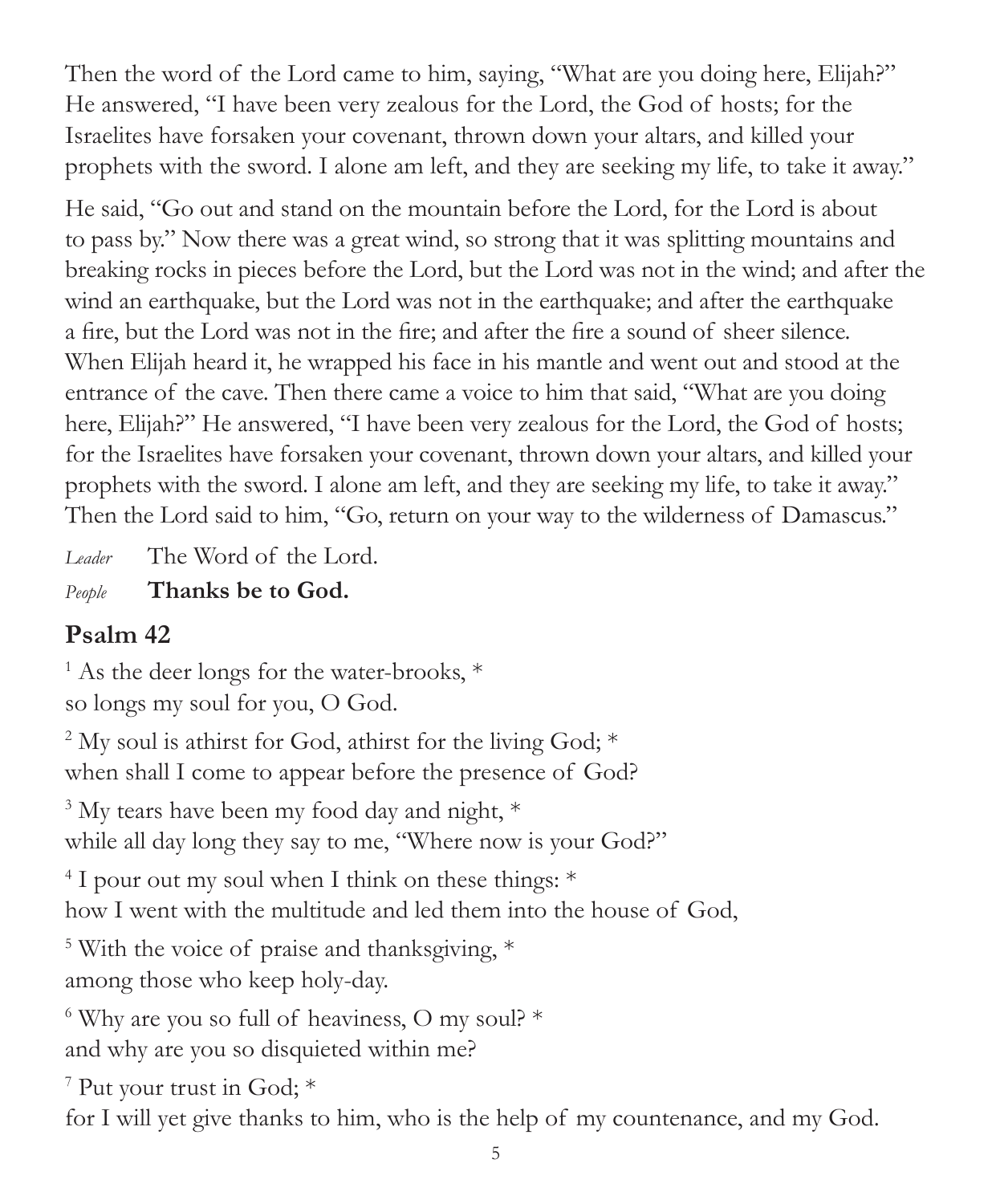Then the word of the Lord came to him, saying, "What are you doing here, Elijah?" He answered, "I have been very zealous for the Lord, the God of hosts; for the Israelites have forsaken your covenant, thrown down your altars, and killed your prophets with the sword. I alone am left, and they are seeking my life, to take it away."

He said, "Go out and stand on the mountain before the Lord, for the Lord is about to pass by." Now there was a great wind, so strong that it was splitting mountains and breaking rocks in pieces before the Lord, but the Lord was not in the wind; and after the wind an earthquake, but the Lord was not in the earthquake; and after the earthquake a fire, but the Lord was not in the fire; and after the fire a sound of sheer silence. When Elijah heard it, he wrapped his face in his mantle and went out and stood at the entrance of the cave. Then there came a voice to him that said, "What are you doing here, Elijah?" He answered, "I have been very zealous for the Lord, the God of hosts; for the Israelites have forsaken your covenant, thrown down your altars, and killed your prophets with the sword. I alone am left, and they are seeking my life, to take it away." Then the Lord said to him, "Go, return on your way to the wilderness of Damascus."

*Leader* The Word of the Lord.

*People* **Thanks be to God.**

## Psalm 42

1 As the deer longs for the water-brooks, *
so longs my soul for you, O God.

2 My soul is athirst for God, athirst for the living God; *
when shall I come to appear before the presence of God?

3 My tears have been my food day and night, *
while all day long they say to me, "Where now is your God?"

4 I pour out my soul when I think on these things: *
how I went with the multitude and led them into the house of God,

5 With the voice of praise and thanksgiving, *
among those who keep holy-day.

6 Why are you so full of heaviness, O my soul? *
and why are you so disquieted within me?

7 Put your trust in God; *
for I will yet give thanks to him, who is the help of my countenance, and my God.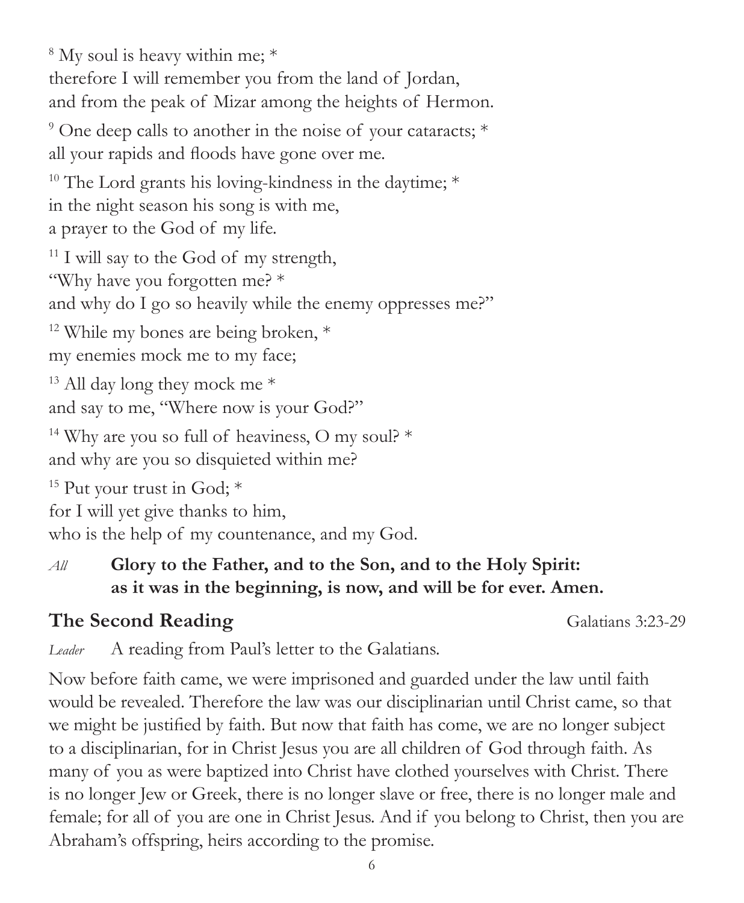[8] My soul is heavy within me; *
therefore I will remember you from the land of Jordan,
and from the peak of Mizar among the heights of Hermon.

[9] One deep calls to another in the noise of your cataracts; *
all your rapids and floods have gone over me.

[10] The Lord grants his loving-kindness in the daytime; *
in the night season his song is with me,
a prayer to the God of my life.

[11] I will say to the God of my strength,
"Why have you forgotten me? *
and why do I go so heavily while the enemy oppresses me?"

[12] While my bones are being broken, *
my enemies mock me to my face;

[13] All day long they mock me *
and say to me, "Where now is your God?"

[14] Why are you so full of heaviness, O my soul? *
and why are you so disquieted within me?

[15] Put your trust in God; *
for I will yet give thanks to him,
who is the help of my countenance, and my God.

*All* **Glory to the Father, and to the Son, and to the Holy Spirit:
as it was in the beginning, is now, and will be for ever. Amen.**

## The Second Reading

Galatians 3:23-29

*Leader* A reading from Paul's letter to the Galatians.

Now before faith came, we were imprisoned and guarded under the law until faith would be revealed. Therefore the law was our disciplinarian until Christ came, so that we might be justified by faith. But now that faith has come, we are no longer subject to a disciplinarian, for in Christ Jesus you are all children of God through faith. As many of you as were baptized into Christ have clothed yourselves with Christ. There is no longer Jew or Greek, there is no longer slave or free, there is no longer male and female; for all of you are one in Christ Jesus. And if you belong to Christ, then you are Abraham's offspring, heirs according to the promise.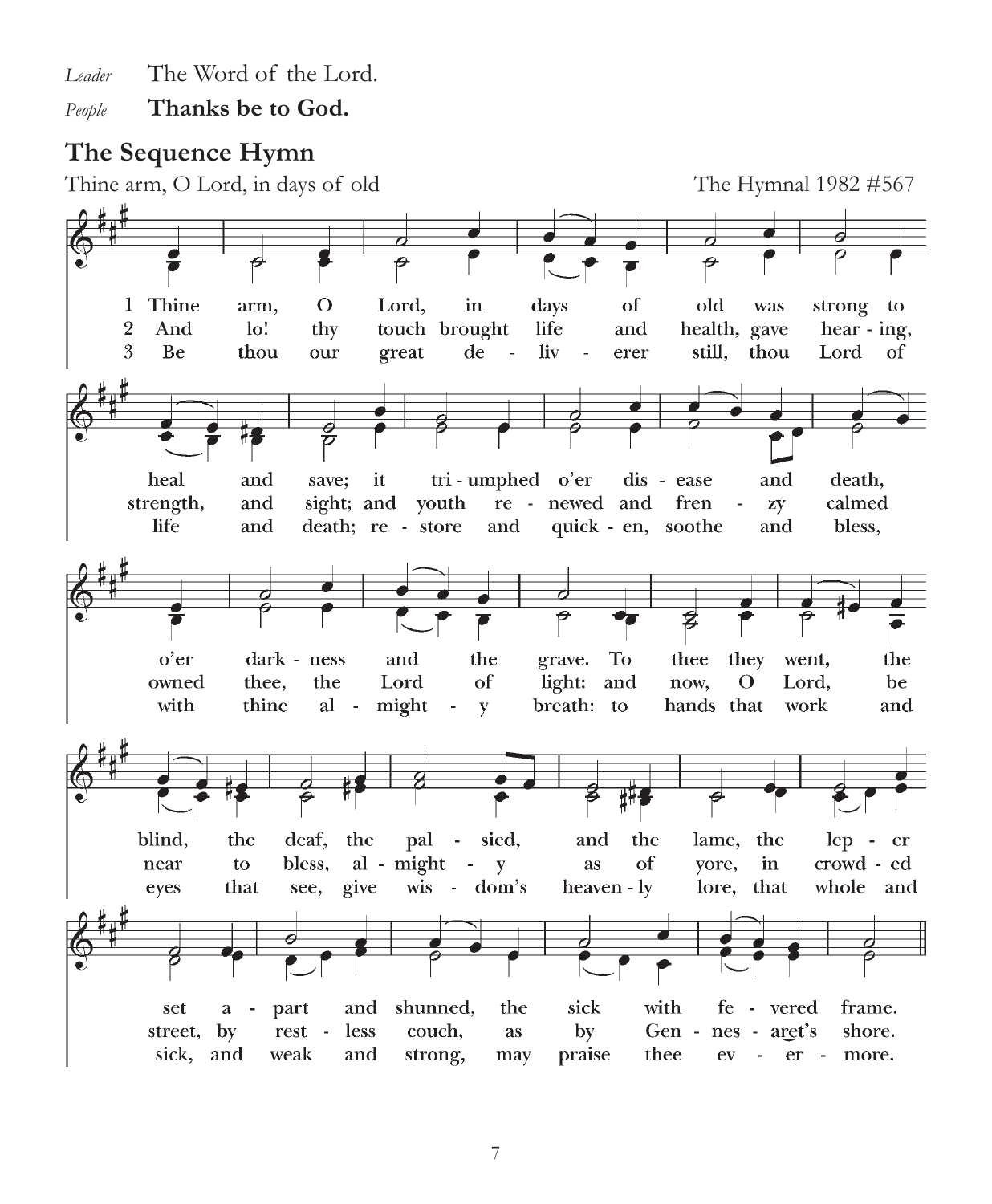*Leader* The Word of the Lord.

*People* **Thanks be to God.**

## The Sequence Hymn

Thine arm, O Lord, in days of old — The Hymnal 1982 #567

1 Thine arm, O Lord, in days of old was strong to heal and save; it triumphed o'er disease and death, o'er darkness and the grave. To thee they went, the blind, the deaf, the palsied, and the lame, the leper set apart and shunned, the sick with fevered frame.

2 And lo! thy touch brought life and health, gave hearing, strength, and sight; and youth renewed and frenzy calmed owned thee, the Lord of light: and now, O Lord, be near to bless, almighty as of yore, in crowded street, by restless couch, as by Gennesaret's shore.

3 Be thou our great deliverer still, thou Lord of life and death; restore and quicken, soothe and bless, with thine almighty breath: to hands that work and eyes that see, give wisdom's heavenly lore, that whole and sick, and weak and strong, may praise thee evermore.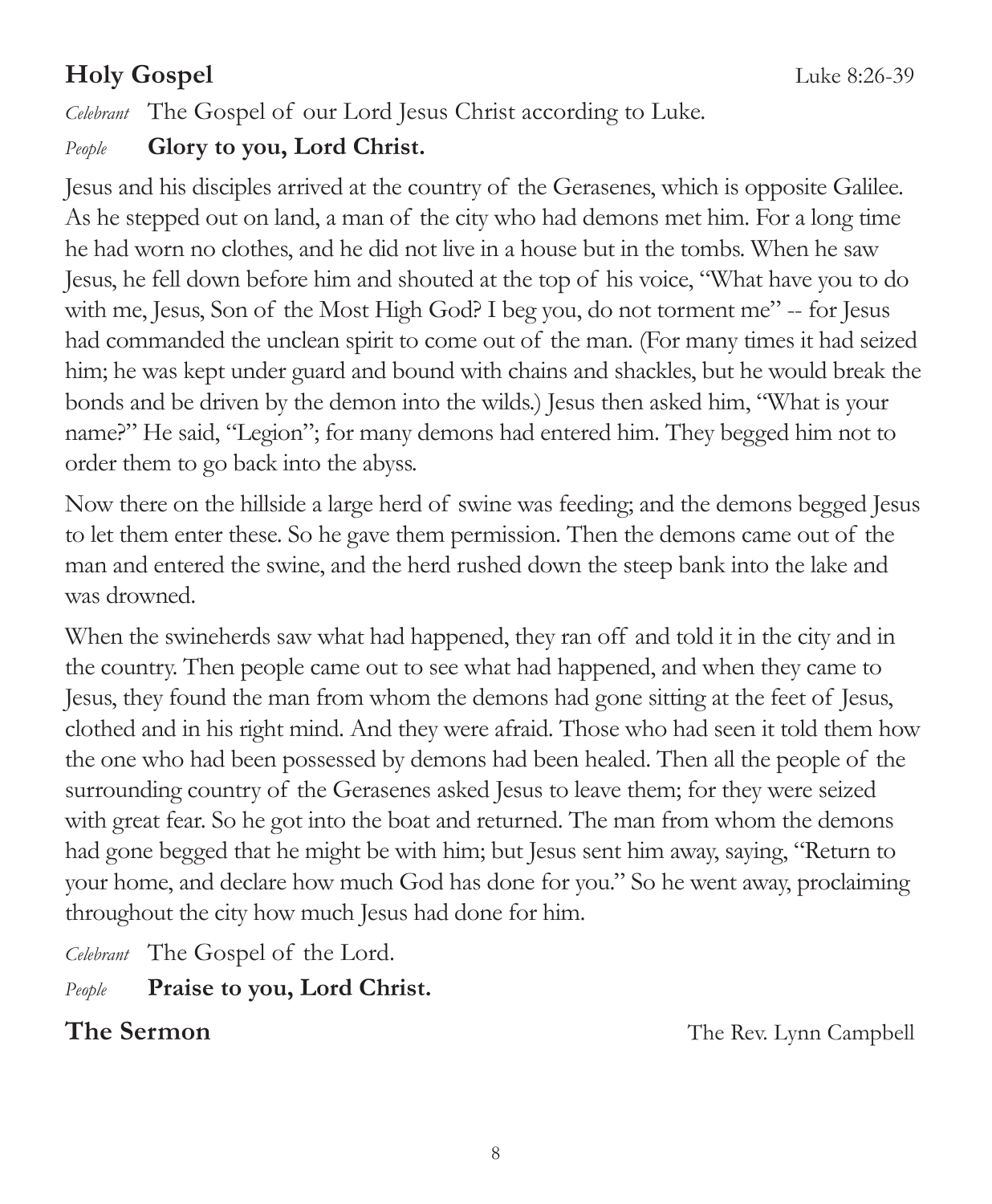## Holy Gospel

Luke 8:26-39

*Celebrant* The Gospel of our Lord Jesus Christ according to Luke.

*People* **Glory to you, Lord Christ.**

Jesus and his disciples arrived at the country of the Gerasenes, which is opposite Galilee. As he stepped out on land, a man of the city who had demons met him. For a long time he had worn no clothes, and he did not live in a house but in the tombs. When he saw Jesus, he fell down before him and shouted at the top of his voice, "What have you to do with me, Jesus, Son of the Most High God? I beg you, do not torment me" -- for Jesus had commanded the unclean spirit to come out of the man. (For many times it had seized him; he was kept under guard and bound with chains and shackles, but he would break the bonds and be driven by the demon into the wilds.) Jesus then asked him, "What is your name?" He said, "Legion"; for many demons had entered him. They begged him not to order them to go back into the abyss.

Now there on the hillside a large herd of swine was feeding; and the demons begged Jesus to let them enter these. So he gave them permission. Then the demons came out of the man and entered the swine, and the herd rushed down the steep bank into the lake and was drowned.

When the swineherds saw what had happened, they ran off and told it in the city and in the country. Then people came out to see what had happened, and when they came to Jesus, they found the man from whom the demons had gone sitting at the feet of Jesus, clothed and in his right mind. And they were afraid. Those who had seen it told them how the one who had been possessed by demons had been healed. Then all the people of the surrounding country of the Gerasenes asked Jesus to leave them; for they were seized with great fear. So he got into the boat and returned. The man from whom the demons had gone begged that he might be with him; but Jesus sent him away, saying, "Return to your home, and declare how much God has done for you." So he went away, proclaiming throughout the city how much Jesus had done for him.

*Celebrant* The Gospel of the Lord.

*People* **Praise to you, Lord Christ.**

## The Sermon

The Rev. Lynn Campbell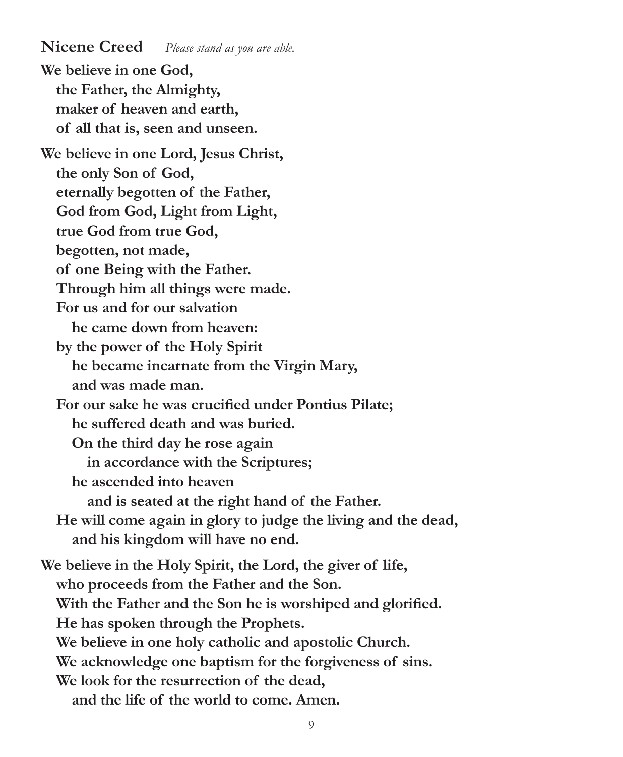## Nicene Creed *Please stand as you are able.*

**We believe in one God,**
**the Father, the Almighty,**
**maker of heaven and earth,**
**of all that is, seen and unseen.**

**We believe in one Lord, Jesus Christ,**
**the only Son of God,**
**eternally begotten of the Father,**
**God from God, Light from Light,**
**true God from true God,**
**begotten, not made,**
**of one Being with the Father.**
**Through him all things were made.**
**For us and for our salvation**
**he came down from heaven:**
**by the power of the Holy Spirit**
**he became incarnate from the Virgin Mary,**
**and was made man.**
**For our sake he was crucified under Pontius Pilate;**
**he suffered death and was buried.**
**On the third day he rose again**
**in accordance with the Scriptures;**
**he ascended into heaven**
**and is seated at the right hand of the Father.**
**He will come again in glory to judge the living and the dead,**
**and his kingdom will have no end.**

**We believe in the Holy Spirit, the Lord, the giver of life,**
**who proceeds from the Father and the Son.**
**With the Father and the Son he is worshiped and glorified.**
**He has spoken through the Prophets.**
**We believe in one holy catholic and apostolic Church.**
**We acknowledge one baptism for the forgiveness of sins.**
**We look for the resurrection of the dead,**
**and the life of the world to come. Amen.**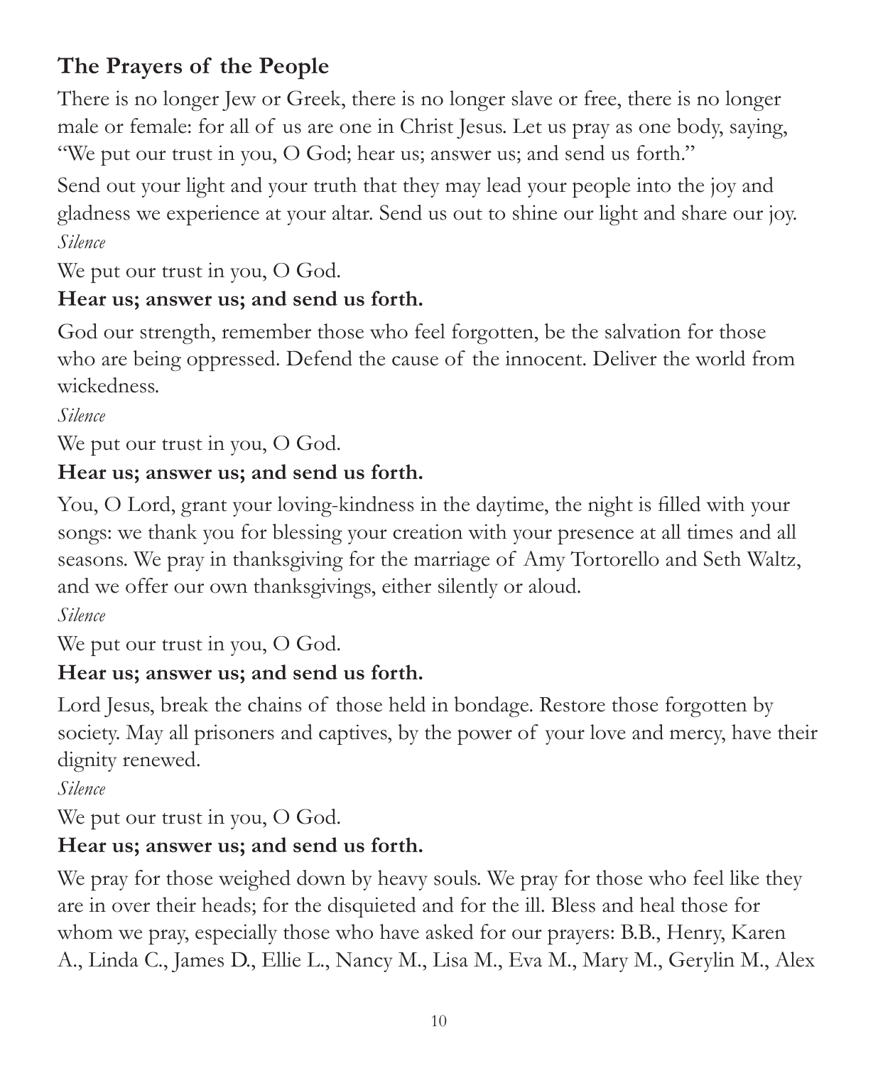## The Prayers of the People

There is no longer Jew or Greek, there is no longer slave or free, there is no longer male or female: for all of us are one in Christ Jesus. Let us pray as one body, saying, "We put our trust in you, O God; hear us; answer us; and send us forth."

Send out your light and your truth that they may lead your people into the joy and gladness we experience at your altar. Send us out to shine our light and share our joy.
*Silence*

We put our trust in you, O God.

**Hear us; answer us; and send us forth.**

God our strength, remember those who feel forgotten, be the salvation for those who are being oppressed. Defend the cause of the innocent. Deliver the world from wickedness.

*Silence*

We put our trust in you, O God.

**Hear us; answer us; and send us forth.**

You, O Lord, grant your loving-kindness in the daytime, the night is filled with your songs: we thank you for blessing your creation with your presence at all times and all seasons. We pray in thanksgiving for the marriage of Amy Tortorello and Seth Waltz, and we offer our own thanksgivings, either silently or aloud.

*Silence*

We put our trust in you, O God.

**Hear us; answer us; and send us forth.**

Lord Jesus, break the chains of those held in bondage. Restore those forgotten by society. May all prisoners and captives, by the power of your love and mercy, have their dignity renewed.

*Silence*

We put our trust in you, O God.

**Hear us; answer us; and send us forth.**

We pray for those weighed down by heavy souls. We pray for those who feel like they are in over their heads; for the disquieted and for the ill. Bless and heal those for whom we pray, especially those who have asked for our prayers: B.B., Henry, Karen A., Linda C., James D., Ellie L., Nancy M., Lisa M., Eva M., Mary M., Gerylin M., Alex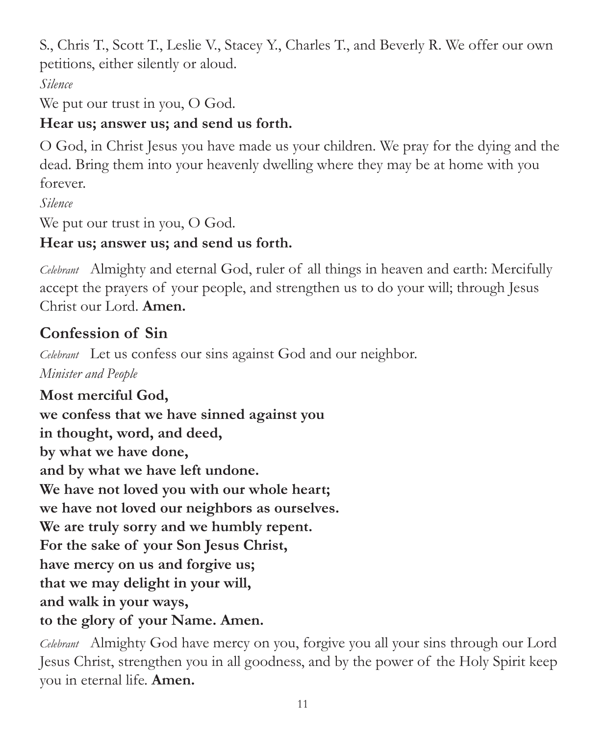S., Chris T., Scott T., Leslie V., Stacey Y., Charles T., and Beverly R. We offer our own petitions, either silently or aloud.

*Silence*

We put our trust in you, O God.

**Hear us; answer us; and send us forth.**

O God, in Christ Jesus you have made us your children. We pray for the dying and the dead. Bring them into your heavenly dwelling where they may be at home with you forever.

*Silence*

We put our trust in you, O God.

**Hear us; answer us; and send us forth.**

*Celebrant* Almighty and eternal God, ruler of all things in heaven and earth: Mercifully accept the prayers of your people, and strengthen us to do your will; through Jesus Christ our Lord. **Amen.**

## Confession of Sin

*Celebrant* Let us confess our sins against God and our neighbor.

*Minister and People*

**Most merciful God,**
**we confess that we have sinned against you**
**in thought, word, and deed,**
**by what we have done,**
**and by what we have left undone.**
**We have not loved you with our whole heart;**
**we have not loved our neighbors as ourselves.**
**We are truly sorry and we humbly repent.**
**For the sake of your Son Jesus Christ,**
**have mercy on us and forgive us;**
**that we may delight in your will,**
**and walk in your ways,**
**to the glory of your Name. Amen.**

*Celebrant* Almighty God have mercy on you, forgive you all your sins through our Lord Jesus Christ, strengthen you in all goodness, and by the power of the Holy Spirit keep you in eternal life. **Amen.**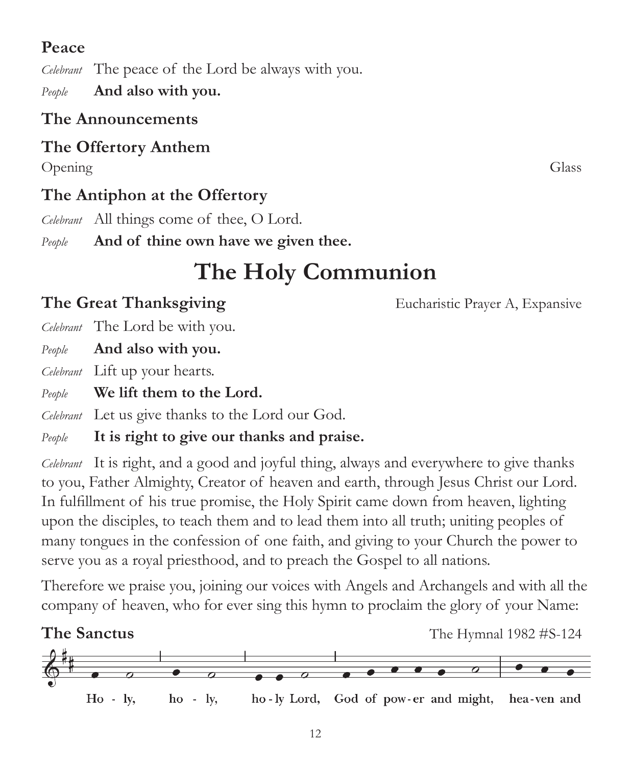**Peace**

*Celebrant* The peace of the Lord be always with you.

*People* **And also with you.**

**The Announcements**

**The Offertory Anthem**

Opening Glass

**The Antiphon at the Offertory**

*Celebrant* All things come of thee, O Lord.

*People* **And of thine own have we given thee.**

# The Holy Communion

**The Great Thanksgiving** Eucharistic Prayer A, Expansive

*Celebrant* The Lord be with you.

*People* **And also with you.**

*Celebrant* Lift up your hearts.

*People* **We lift them to the Lord.**

*Celebrant* Let us give thanks to the Lord our God.

*People* **It is right to give our thanks and praise.**

*Celebrant* It is right, and a good and joyful thing, always and everywhere to give thanks to you, Father Almighty, Creator of heaven and earth, through Jesus Christ our Lord. In fulfillment of his true promise, the Holy Spirit came down from heaven, lighting upon the disciples, to teach them and to lead them into all truth; uniting peoples of many tongues in the confession of one faith, and giving to your Church the power to serve you as a royal priesthood, and to preach the Gospel to all nations.

Therefore we praise you, joining our voices with Angels and Archangels and with all the company of heaven, who for ever sing this hymn to proclaim the glory of your Name:

**The Sanctus** The Hymnal 1982 #S-124

Ho - ly, ho - ly, ho - ly Lord, God of pow - er and might, hea - ven and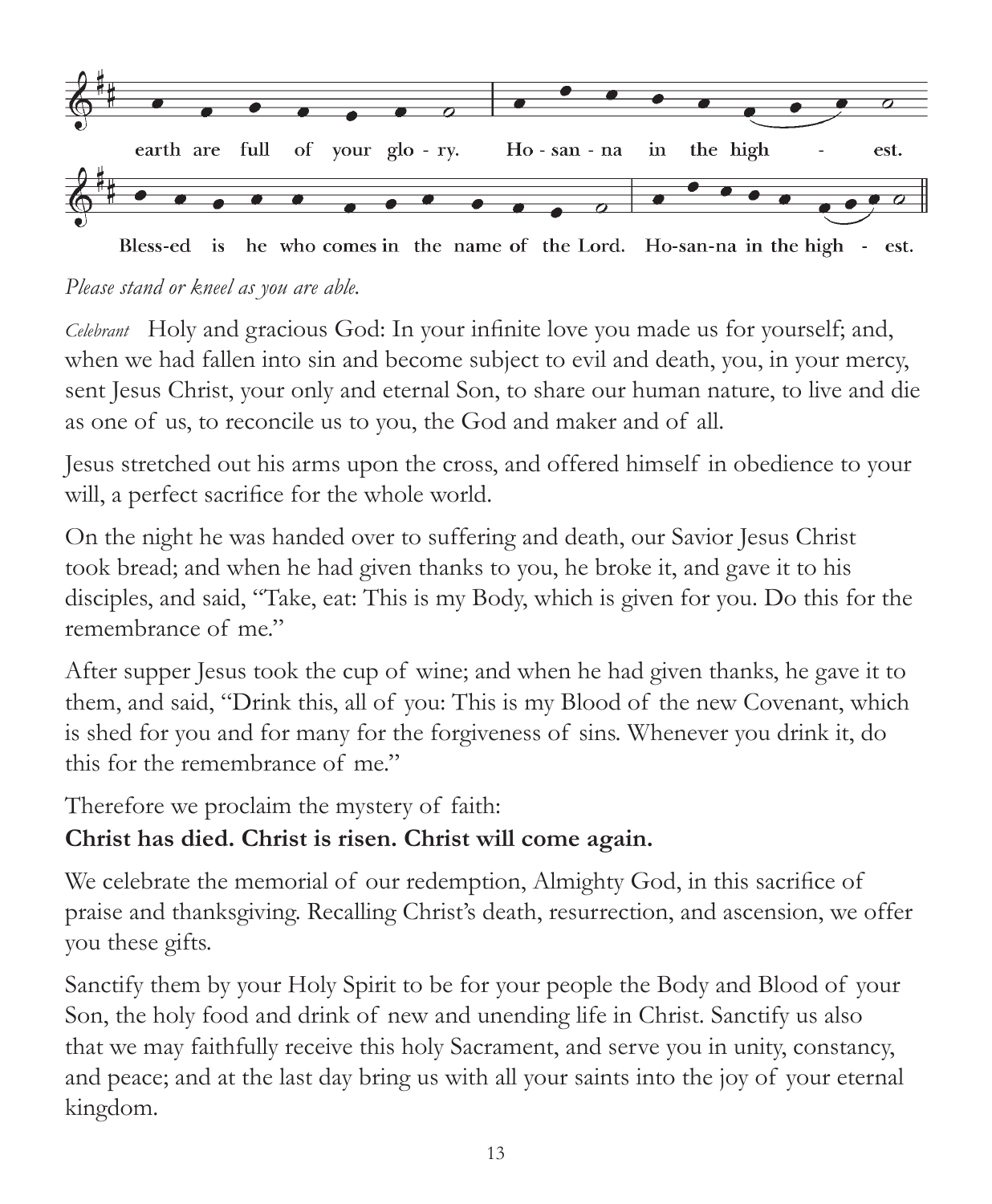earth are full of your glo - ry. Ho - san - na in the high - est.

Bless-ed is he who comes in the name of the Lord. Ho-san-na in the high - est.

*Please stand or kneel as you are able.*

*Celebrant* Holy and gracious God: In your infinite love you made us for yourself; and, when we had fallen into sin and become subject to evil and death, you, in your mercy, sent Jesus Christ, your only and eternal Son, to share our human nature, to live and die as one of us, to reconcile us to you, the God and maker and of all.

Jesus stretched out his arms upon the cross, and offered himself in obedience to your will, a perfect sacrifice for the whole world.

On the night he was handed over to suffering and death, our Savior Jesus Christ took bread; and when he had given thanks to you, he broke it, and gave it to his disciples, and said, "Take, eat: This is my Body, which is given for you. Do this for the remembrance of me."

After supper Jesus took the cup of wine; and when he had given thanks, he gave it to them, and said, "Drink this, all of you: This is my Blood of the new Covenant, which is shed for you and for many for the forgiveness of sins. Whenever you drink it, do this for the remembrance of me."

Therefore we proclaim the mystery of faith:
**Christ has died. Christ is risen. Christ will come again.**

We celebrate the memorial of our redemption, Almighty God, in this sacrifice of praise and thanksgiving. Recalling Christ's death, resurrection, and ascension, we offer you these gifts.

Sanctify them by your Holy Spirit to be for your people the Body and Blood of your Son, the holy food and drink of new and unending life in Christ. Sanctify us also that we may faithfully receive this holy Sacrament, and serve you in unity, constancy, and peace; and at the last day bring us with all your saints into the joy of your eternal kingdom.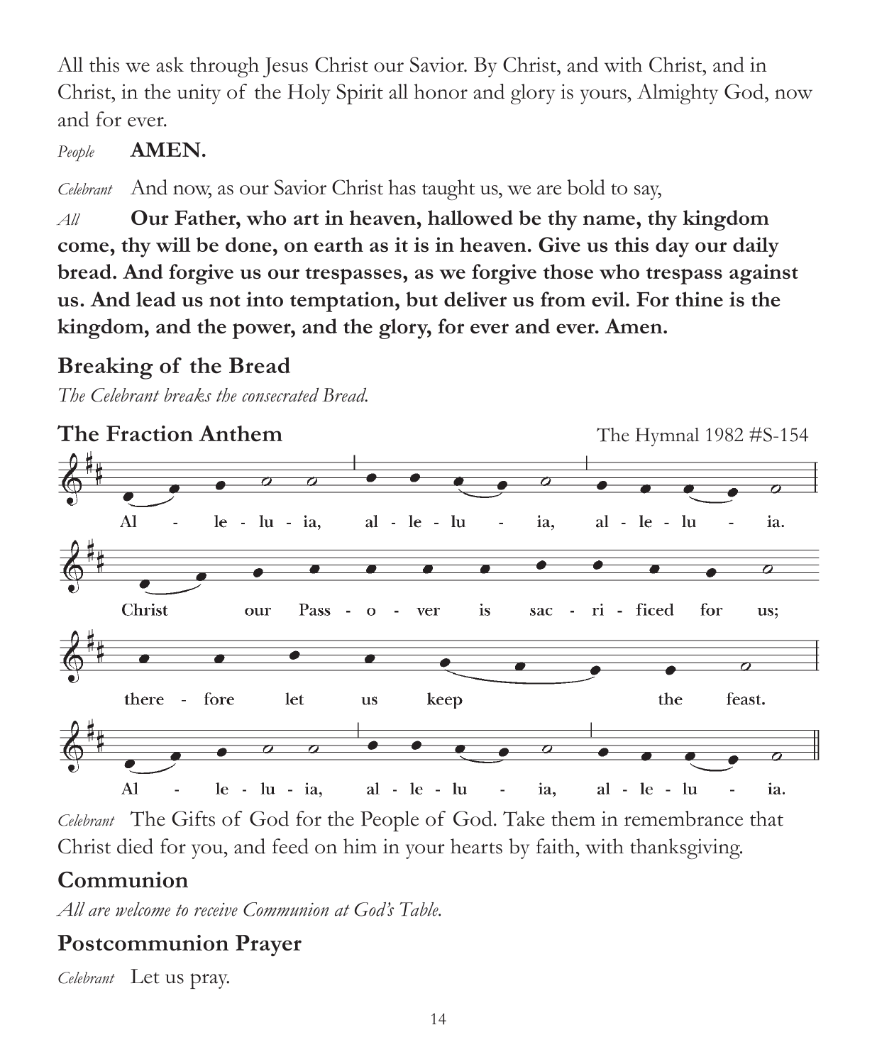All this we ask through Jesus Christ our Savior. By Christ, and with Christ, and in Christ, in the unity of the Holy Spirit all honor and glory is yours, Almighty God, now and for ever.

*People* **AMEN.**

*Celebrant* And now, as our Savior Christ has taught us, we are bold to say,

*All* **Our Father, who art in heaven, hallowed be thy name, thy kingdom come, thy will be done, on earth as it is in heaven. Give us this day our daily bread. And forgive us our trespasses, as we forgive those who trespass against us. And lead us not into temptation, but deliver us from evil. For thine is the kingdom, and the power, and the glory, for ever and ever. Amen.**

## Breaking of the Bread

*The Celebrant breaks the consecrated Bread.*

## The Fraction Anthem

The Hymnal 1982 #S-154

Al - le - lu - ia, al - le - lu - ia, al - le - lu - ia.
Christ our Pass - o - ver is sac - ri - ficed for us;
there - fore let us keep the feast.
Al - le - lu - ia, al - le - lu - ia, al - le - lu - ia.

*Celebrant* The Gifts of God for the People of God. Take them in remembrance that Christ died for you, and feed on him in your hearts by faith, with thanksgiving.

## Communion

*All are welcome to receive Communion at God's Table.*

## Postcommunion Prayer

*Celebrant* Let us pray.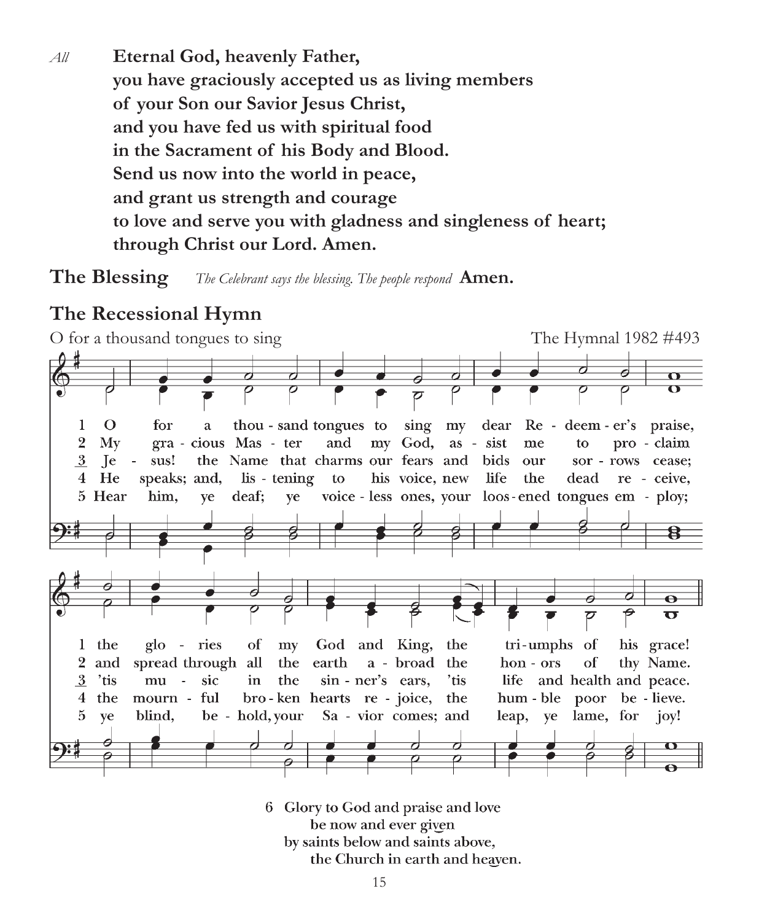*All* **Eternal God, heavenly Father,**
**you have graciously accepted us as living members**
**of your Son our Savior Jesus Christ,**
**and you have fed us with spiritual food**
**in the Sacrament of his Body and Blood.**
**Send us now into the world in peace,**
**and grant us strength and courage**
**to love and serve you with gladness and singleness of heart;**
**through Christ our Lord. Amen.**

## The Blessing

*The Celebrant says the blessing. The people respond* **Amen.**

## The Recessional Hymn

O for a thousand tongues to sing — The Hymnal 1982 #493

1 O for a thousand tongues to sing my dear Redeemer's praise,
the glories of my God and King, the triumphs of his grace!

2 My gracious Master and my God, assist me to proclaim
and spread through all the earth abroad the honors of thy Name.

3 Jesus! the Name that charms our fears and bids our sorrows cease;
'tis music in the sinner's ears, 'tis life and health and peace.

4 He speaks; and, listening to his voice, new life the dead receive,
the mournful broken hearts rejoice, the humble poor believe.

5 Hear him, ye deaf; ye voiceless ones, your loosened tongues employ;
ye blind, behold, your Savior comes; and leap, ye lame, for joy!

6 Glory to God and praise and love
be now and ever given
by saints below and saints above,
the Church in earth and heaven.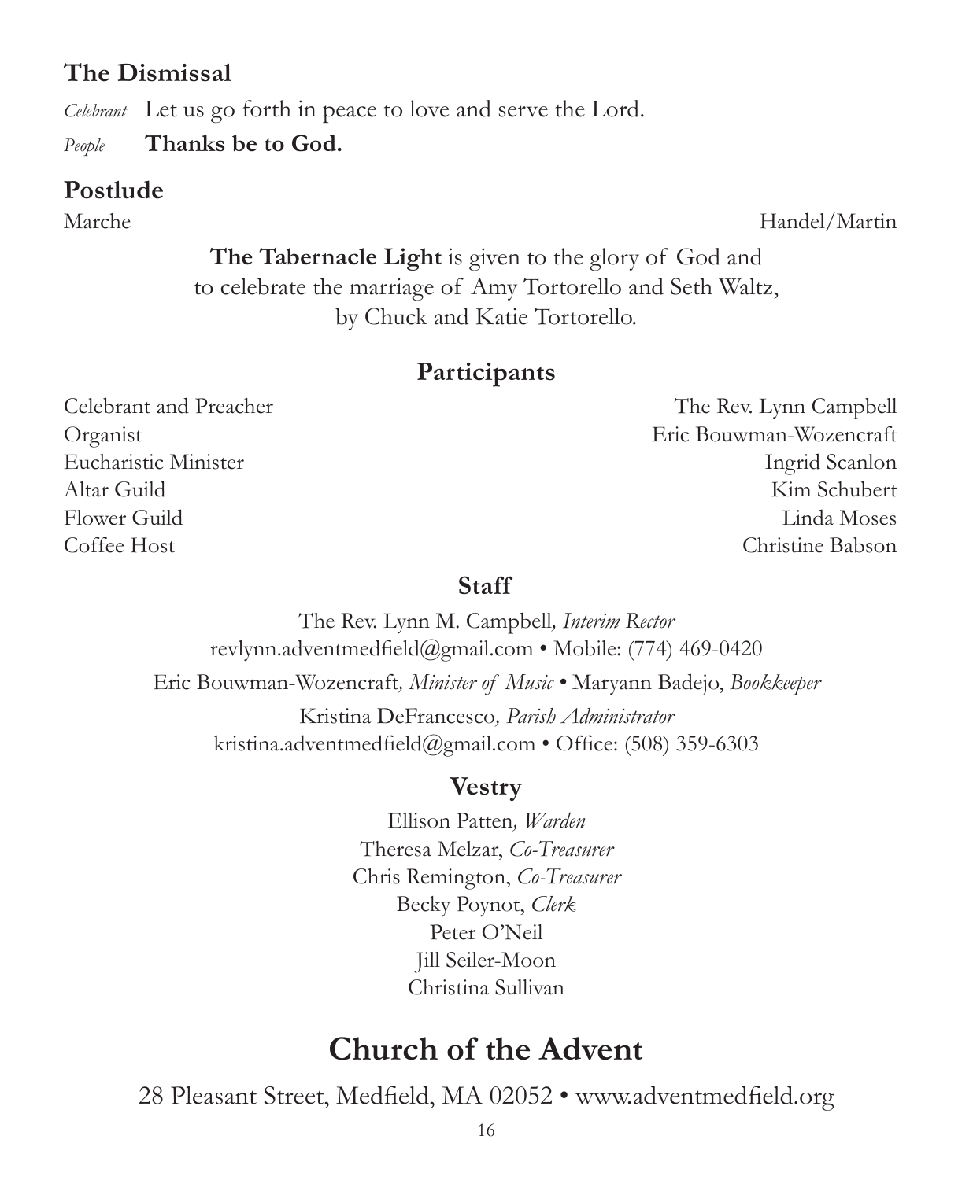## The Dismissal

*Celebrant* Let us go forth in peace to love and serve the Lord.

*People* **Thanks be to God.**

## Postlude

Marche Handel/Martin

**The Tabernacle Light** is given to the glory of God and to celebrate the marriage of Amy Tortorello and Seth Waltz, by Chuck and Katie Tortorello.

### Participants

| | |
|---|---|
| Celebrant and Preacher | The Rev. Lynn Campbell |
| Organist | Eric Bouwman-Wozencraft |
| Eucharistic Minister | Ingrid Scanlon |
| Altar Guild | Kim Schubert |
| Flower Guild | Linda Moses |
| Coffee Host | Christine Babson |

### Staff

The Rev. Lynn M. Campbell, *Interim Rector*
revlynn.adventmedfield@gmail.com • Mobile: (774) 469-0420

Eric Bouwman-Wozencraft, *Minister of Music* • Maryann Badejo, *Bookkeeper*

Kristina DeFrancesco, *Parish Administrator*
kristina.adventmedfield@gmail.com • Office: (508) 359-6303

### Vestry

Ellison Patten, *Warden*
Theresa Melzar, *Co-Treasurer*
Chris Remington, *Co-Treasurer*
Becky Poynot, *Clerk*
Peter O'Neil
Jill Seiler-Moon
Christina Sullivan

# Church of the Advent

28 Pleasant Street, Medfield, MA 02052 • www.adventmedfield.org